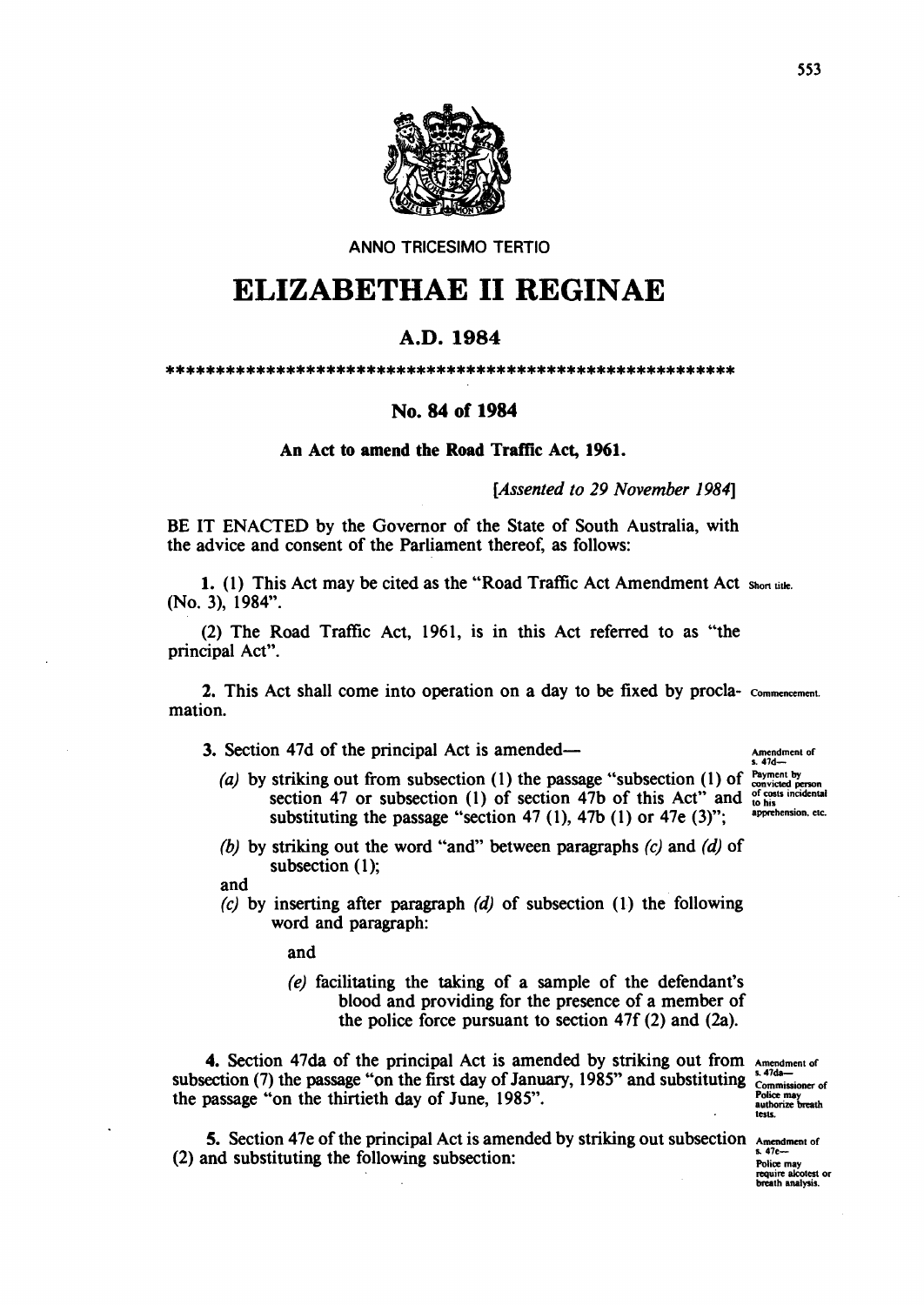ANNO TRICESIMO TERTIO

# ELIZABETHAE II REGINAE

## A.D. 1984

*******************************************************

### No. 84 of 1984

**An Act to amend the Road Traffic Act, 1961.**

*[Assented to 29 November 1984]*

BE IT ENACTED by the Governor of the State of South Australia, with the advice and consent of the Parliament thereof, as follows:

Short title.

**1.** (1) This Act may be cited as the "Road Traffic Act Amendment Act (No. 3), 1984".

(2) The Road Traffic Act, 1961, is in this Act referred to as "the principal Act".

Commencement.

**2.** This Act shall come into operation on a day to be fixed by proclamation.

Amendment of s. 47d—Payment by convicted person of costs incidental to his apprehension, etc.

**3.** Section 47d of the principal Act is amended—

*(a)* by striking out from subsection (1) the passage "subsection (1) of section 47 or subsection (1) of section 47b of this Act" and substituting the passage "section 47 (1), 47b (1) or 47e (3)";

*(b)* by striking out the word "and" between paragraphs *(c)* and *(d)* of subsection (1);

and

*(c)* by inserting after paragraph *(d)* of subsection (1) the following word and paragraph:

and

*(e)* facilitating the taking of a sample of the defendant's blood and providing for the presence of a member of the police force pursuant to section 47f (2) and (2a).

Amendment of s. 47da—Commissioner of Police may authorize breath tests.

**4.** Section 47da of the principal Act is amended by striking out from subsection (7) the passage "on the first day of January, 1985" and substituting the passage "on the thirtieth day of June, 1985".

Amendment of s. 47e—Police may require alcotest or breath analysis.

**5.** Section 47e of the principal Act is amended by striking out subsection (2) and substituting the following subsection: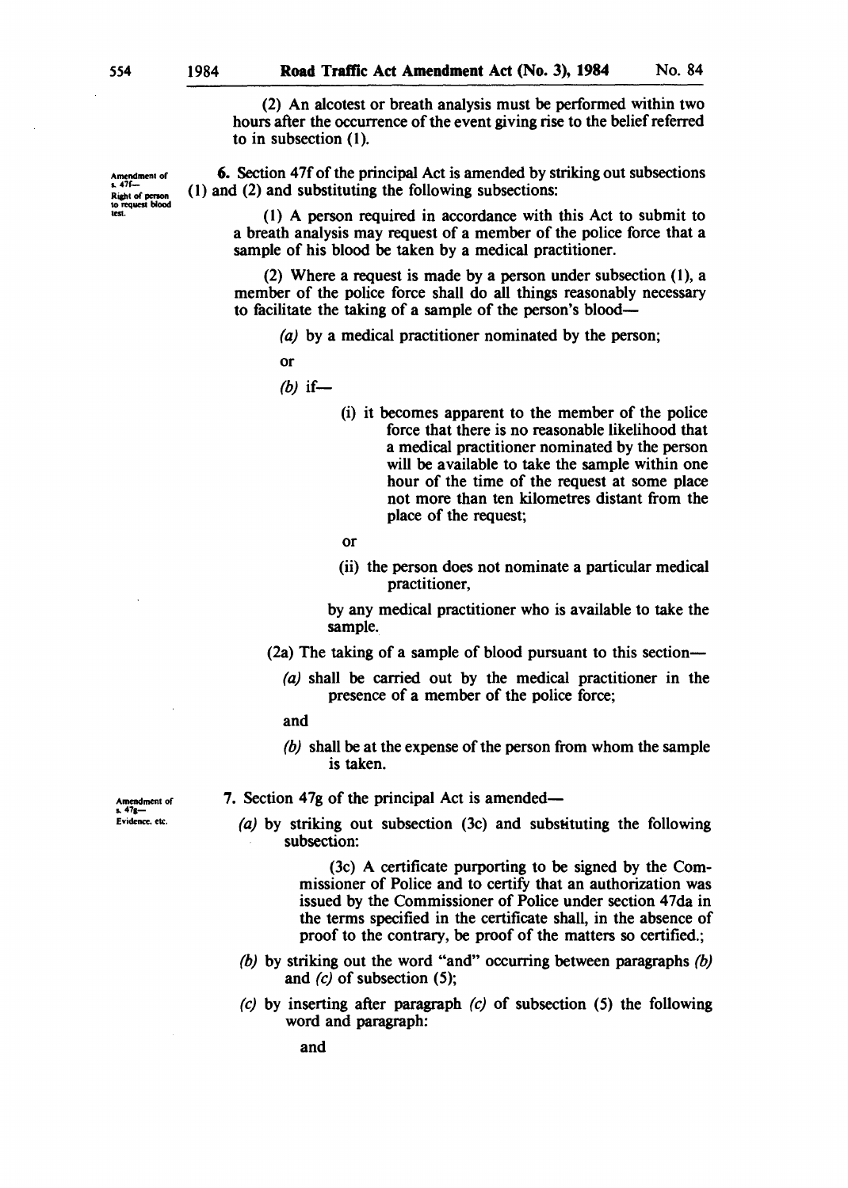(2) An alcotest or breath analysis must be performed within two hours after the occurrence of the event giving rise to the belief referred to in subsection (1).

Amendment of s. 47f— Right of person to request blood test.

6. Section 47f of the principal Act is amended by striking out subsections (1) and (2) and substituting the following subsections:

(1) A person required in accordance with this Act to submit to a breath analysis may request of a member of the police force that a sample of his blood be taken by a medical practitioner.

(2) Where a request is made by a person under subsection (1), a member of the police force shall do all things reasonably necessary to facilitate the taking of a sample of the person's blood—

*(a)* by a medical practitioner nominated by the person;

or

*(b)* if—

(i) it becomes apparent to the member of the police force that there is no reasonable likelihood that a medical practitioner nominated by the person will be available to take the sample within one hour of the time of the request at some place not more than ten kilometres distant from the place of the request;

or

(ii) the person does not nominate a particular medical practitioner,

by any medical practitioner who is available to take the sample.

(2a) The taking of a sample of blood pursuant to this section—

*(a)* shall be carried out by the medical practitioner in the presence of a member of the police force;

and

*(b)* shall be at the expense of the person from whom the sample is taken.

Amendment of s. 47g— Evidence, etc.

7. Section 47g of the principal Act is amended—

*(a)* by striking out subsection (3c) and substituting the following subsection:

(3c) A certificate purporting to be signed by the Commissioner of Police and to certify that an authorization was issued by the Commissioner of Police under section 47da in the terms specified in the certificate shall, in the absence of proof to the contrary, be proof of the matters so certified.;

*(b)* by striking out the word "and" occurring between paragraphs *(b)* and *(c)* of subsection (5);

*(c)* by inserting after paragraph *(c)* of subsection (5) the following word and paragraph:

and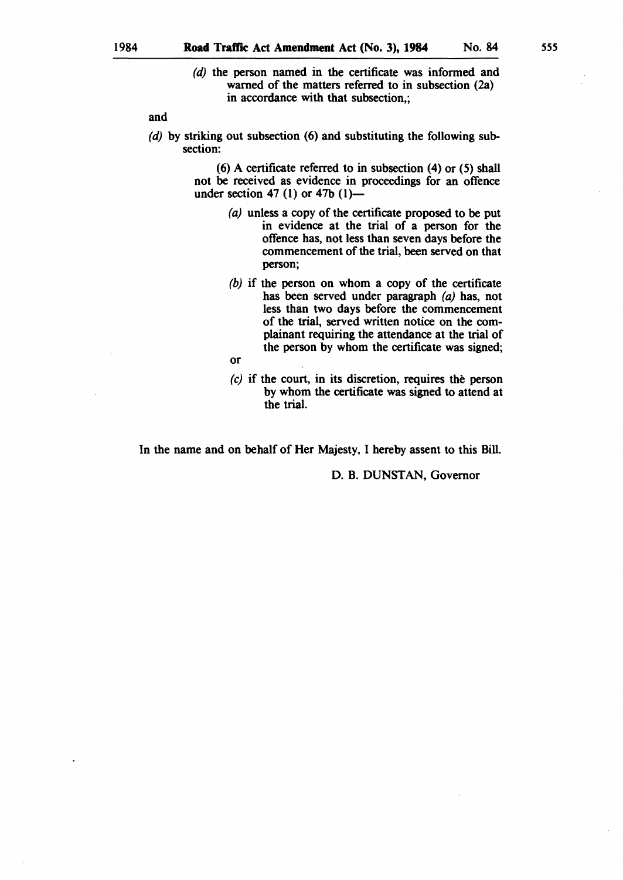(d) the person named in the certificate was informed and warned of the matters referred to in subsection (2a) in accordance with that subsection,;

and

(d) by striking out subsection (6) and substituting the following subsection:

(6) A certificate referred to in subsection (4) or (5) shall not be received as evidence in proceedings for an offence under section 47 (1) or 47b (1)—

(a) unless a copy of the certificate proposed to be put in evidence at the trial of a person for the offence has, not less than seven days before the commencement of the trial, been served on that person;

(b) if the person on whom a copy of the certificate has been served under paragraph (a) has, not less than two days before the commencement of the trial, served written notice on the complainant requiring the attendance at the trial of the person by whom the certificate was signed;

or

(c) if the court, in its discretion, requires thè person by whom the certificate was signed to attend at the trial.

In the name and on behalf of Her Majesty, I hereby assent to this Bill.

D. B. DUNSTAN, Governor